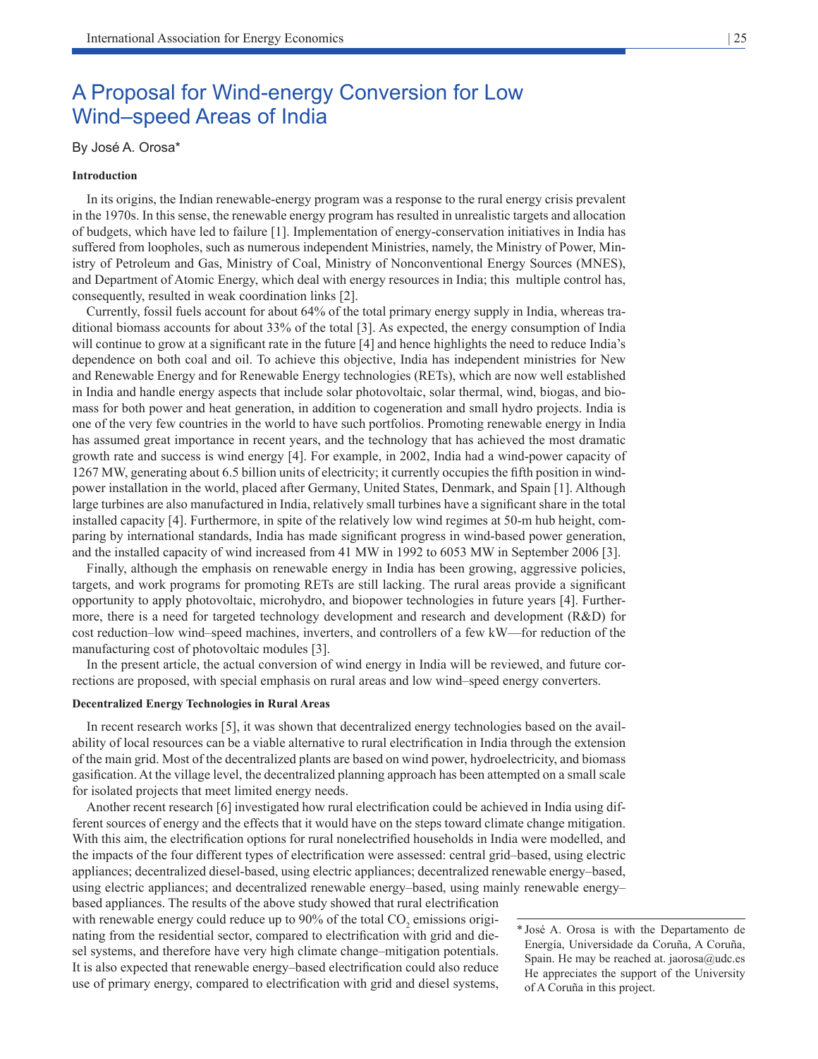# A Proposal for Wind-energy Conversion for Low Wind–speed Areas of India

By José A. Orosa*

### Introduction

In its origins, the Indian renewable-energy program was a response to the rural energy crisis prevalent in the 1970s. In this sense, the renewable energy program has resulted in unrealistic targets and allocation of budgets, which have led to failure [1]. Implementation of energy-conservation initiatives in India has suffered from loopholes, such as numerous independent Ministries, namely, the Ministry of Power, Ministry of Petroleum and Gas, Ministry of Coal, Ministry of Nonconventional Energy Sources (MNES), and Department of Atomic Energy, which deal with energy resources in India; this multiple control has, consequently, resulted in weak coordination links [2].

Currently, fossil fuels account for about 64% of the total primary energy supply in India, whereas traditional biomass accounts for about 33% of the total [3]. As expected, the energy consumption of India will continue to grow at a significant rate in the future [4] and hence highlights the need to reduce India's dependence on both coal and oil. To achieve this objective, India has independent ministries for New and Renewable Energy and for Renewable Energy technologies (RETs), which are now well established in India and handle energy aspects that include solar photovoltaic, solar thermal, wind, biogas, and biomass for both power and heat generation, in addition to cogeneration and small hydro projects. India is one of the very few countries in the world to have such portfolios. Promoting renewable energy in India has assumed great importance in recent years, and the technology that has achieved the most dramatic growth rate and success is wind energy [4]. For example, in 2002, India had a wind-power capacity of 1267 MW, generating about 6.5 billion units of electricity; it currently occupies the fifth position in wind-power installation in the world, placed after Germany, United States, Denmark, and Spain [1]. Although large turbines are also manufactured in India, relatively small turbines have a significant share in the total installed capacity [4]. Furthermore, in spite of the relatively low wind regimes at 50-m hub height, comparing by international standards, India has made significant progress in wind-based power generation, and the installed capacity of wind increased from 41 MW in 1992 to 6053 MW in September 2006 [3].

Finally, although the emphasis on renewable energy in India has been growing, aggressive policies, targets, and work programs for promoting RETs are still lacking. The rural areas provide a significant opportunity to apply photovoltaic, microhydro, and biopower technologies in future years [4]. Furthermore, there is a need for targeted technology development and research and development (R&D) for cost reduction–low wind–speed machines, inverters, and controllers of a few kW—for reduction of the manufacturing cost of photovoltaic modules [3].

In the present article, the actual conversion of wind energy in India will be reviewed, and future corrections are proposed, with special emphasis on rural areas and low wind–speed energy converters.

### Decentralized Energy Technologies in Rural Areas

In recent research works [5], it was shown that decentralized energy technologies based on the availability of local resources can be a viable alternative to rural electrification in India through the extension of the main grid. Most of the decentralized plants are based on wind power, hydroelectricity, and biomass gasification. At the village level, the decentralized planning approach has been attempted on a small scale for isolated projects that meet limited energy needs.

Another recent research [6] investigated how rural electrification could be achieved in India using different sources of energy and the effects that it would have on the steps toward climate change mitigation. With this aim, the electrification options for rural nonelectrified households in India were modelled, and the impacts of the four different types of electrification were assessed: central grid–based, using electric appliances; decentralized diesel-based, using electric appliances; decentralized renewable energy–based, using electric appliances; and decentralized renewable energy–based, using mainly renewable energy–based appliances. The results of the above study showed that rural electrification with renewable energy could reduce up to 90% of the total $CO_2$ emissions originating from the residential sector, compared to electrification with grid and diesel systems, and therefore have very high climate change–mitigation potentials. It is also expected that renewable energy–based electrification could also reduce use of primary energy, compared to electrification with grid and diesel systems,

* José A. Orosa is with the Departamento de Energía, Universidade da Coruña, A Coruña, Spain. He may be reached at. jaorosa@udc.es He appreciates the support of the University of A Coruña in this project.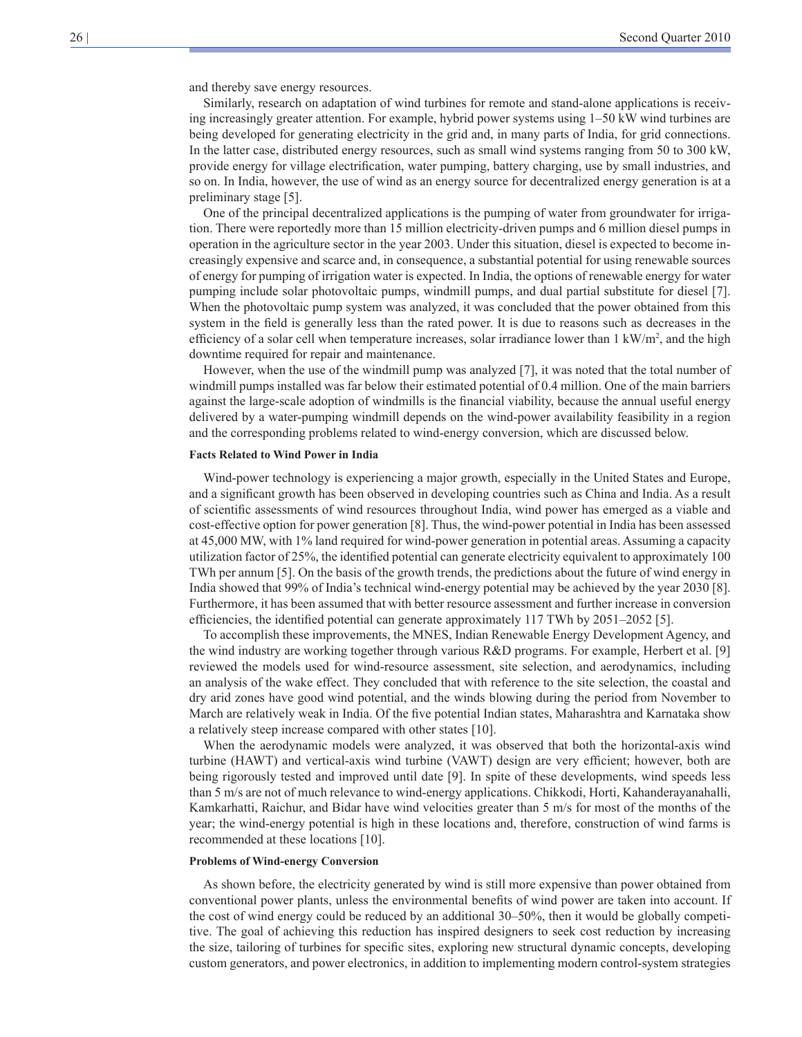and thereby save energy resources.

Similarly, research on adaptation of wind turbines for remote and stand-alone applications is receiving increasingly greater attention. For example, hybrid power systems using 1–50 kW wind turbines are being developed for generating electricity in the grid and, in many parts of India, for grid connections. In the latter case, distributed energy resources, such as small wind systems ranging from 50 to 300 kW, provide energy for village electrification, water pumping, battery charging, use by small industries, and so on. In India, however, the use of wind as an energy source for decentralized energy generation is at a preliminary stage [5].

One of the principal decentralized applications is the pumping of water from groundwater for irrigation. There were reportedly more than 15 million electricity-driven pumps and 6 million diesel pumps in operation in the agriculture sector in the year 2003. Under this situation, diesel is expected to become increasingly expensive and scarce and, in consequence, a substantial potential for using renewable sources of energy for pumping of irrigation water is expected. In India, the options of renewable energy for water pumping include solar photovoltaic pumps, windmill pumps, and dual partial substitute for diesel [7]. When the photovoltaic pump system was analyzed, it was concluded that the power obtained from this system in the field is generally less than the rated power. It is due to reasons such as decreases in the efficiency of a solar cell when temperature increases, solar irradiance lower than 1 kW/m$^2$, and the high downtime required for repair and maintenance.

However, when the use of the windmill pump was analyzed [7], it was noted that the total number of windmill pumps installed was far below their estimated potential of 0.4 million. One of the main barriers against the large-scale adoption of windmills is the financial viability, because the annual useful energy delivered by a water-pumping windmill depends on the wind-power availability feasibility in a region and the corresponding problems related to wind-energy conversion, which are discussed below.

#### Facts Related to Wind Power in India

Wind-power technology is experiencing a major growth, especially in the United States and Europe, and a significant growth has been observed in developing countries such as China and India. As a result of scientific assessments of wind resources throughout India, wind power has emerged as a viable and cost-effective option for power generation [8]. Thus, the wind-power potential in India has been assessed at 45,000 MW, with 1% land required for wind-power generation in potential areas. Assuming a capacity utilization factor of 25%, the identified potential can generate electricity equivalent to approximately 100 TWh per annum [5]. On the basis of the growth trends, the predictions about the future of wind energy in India showed that 99% of India's technical wind-energy potential may be achieved by the year 2030 [8]. Furthermore, it has been assumed that with better resource assessment and further increase in conversion efficiencies, the identified potential can generate approximately 117 TWh by 2051–2052 [5].

To accomplish these improvements, the MNES, Indian Renewable Energy Development Agency, and the wind industry are working together through various R&D programs. For example, Herbert et al. [9] reviewed the models used for wind-resource assessment, site selection, and aerodynamics, including an analysis of the wake effect. They concluded that with reference to the site selection, the coastal and dry arid zones have good wind potential, and the winds blowing during the period from November to March are relatively weak in India. Of the five potential Indian states, Maharashtra and Karnataka show a relatively steep increase compared with other states [10].

When the aerodynamic models were analyzed, it was observed that both the horizontal-axis wind turbine (HAWT) and vertical-axis wind turbine (VAWT) design are very efficient; however, both are being rigorously tested and improved until date [9]. In spite of these developments, wind speeds less than 5 m/s are not of much relevance to wind-energy applications. Chikkodi, Horti, Kahanderayanahalli, Kamkarhatti, Raichur, and Bidar have wind velocities greater than 5 m/s for most of the months of the year; the wind-energy potential is high in these locations and, therefore, construction of wind farms is recommended at these locations [10].

#### Problems of Wind-energy Conversion

As shown before, the electricity generated by wind is still more expensive than power obtained from conventional power plants, unless the environmental benefits of wind power are taken into account. If the cost of wind energy could be reduced by an additional 30–50%, then it would be globally competitive. The goal of achieving this reduction has inspired designers to seek cost reduction by increasing the size, tailoring of turbines for specific sites, exploring new structural dynamic concepts, developing custom generators, and power electronics, in addition to implementing modern control-system strategies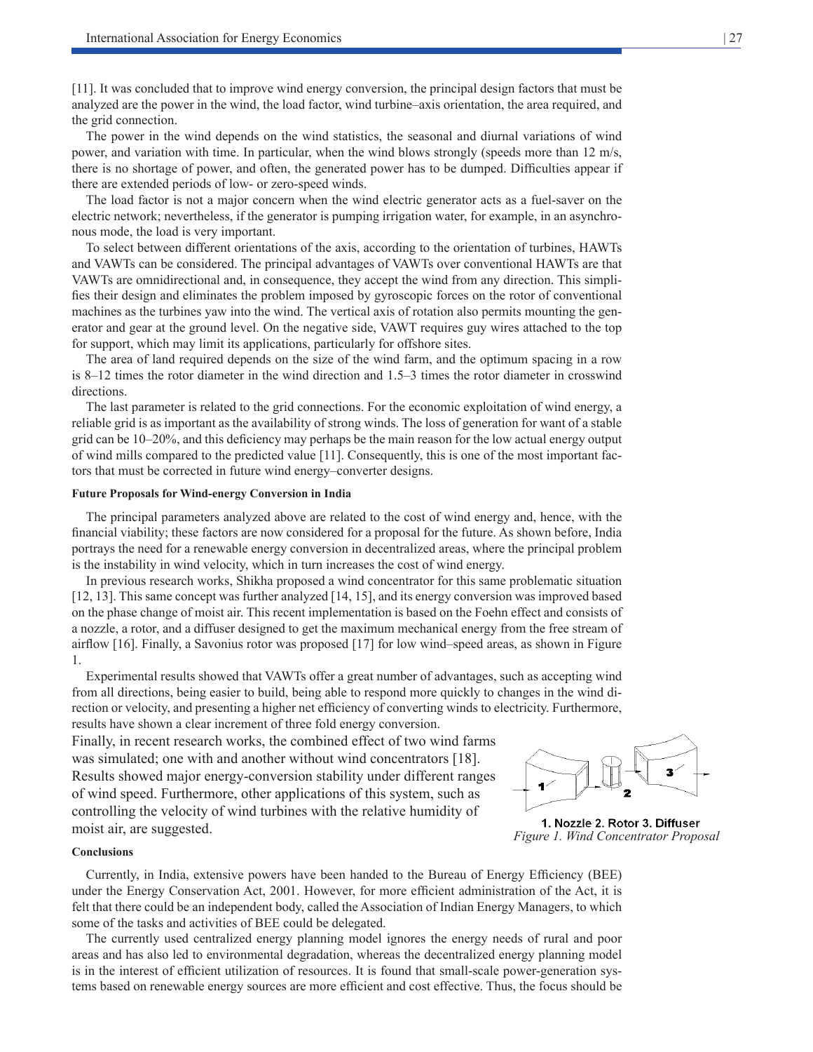[11]. It was concluded that to improve wind energy conversion, the principal design factors that must be analyzed are the power in the wind, the load factor, wind turbine–axis orientation, the area required, and the grid connection.

The power in the wind depends on the wind statistics, the seasonal and diurnal variations of wind power, and variation with time. In particular, when the wind blows strongly (speeds more than 12 m/s, there is no shortage of power, and often, the generated power has to be dumped. Difficulties appear if there are extended periods of low- or zero-speed winds.

The load factor is not a major concern when the wind electric generator acts as a fuel-saver on the electric network; nevertheless, if the generator is pumping irrigation water, for example, in an asynchronous mode, the load is very important.

To select between different orientations of the axis, according to the orientation of turbines, HAWTs and VAWTs can be considered. The principal advantages of VAWTs over conventional HAWTs are that VAWTs are omnidirectional and, in consequence, they accept the wind from any direction. This simplifies their design and eliminates the problem imposed by gyroscopic forces on the rotor of conventional machines as the turbines yaw into the wind. The vertical axis of rotation also permits mounting the generator and gear at the ground level. On the negative side, VAWT requires guy wires attached to the top for support, which may limit its applications, particularly for offshore sites.

The area of land required depends on the size of the wind farm, and the optimum spacing in a row is 8–12 times the rotor diameter in the wind direction and 1.5–3 times the rotor diameter in crosswind directions.

The last parameter is related to the grid connections. For the economic exploitation of wind energy, a reliable grid is as important as the availability of strong winds. The loss of generation for want of a stable grid can be 10–20%, and this deficiency may perhaps be the main reason for the low actual energy output of wind mills compared to the predicted value [11]. Consequently, this is one of the most important factors that must be corrected in future wind energy–converter designs.

#### Future Proposals for Wind-energy Conversion in India

The principal parameters analyzed above are related to the cost of wind energy and, hence, with the financial viability; these factors are now considered for a proposal for the future. As shown before, India portrays the need for a renewable energy conversion in decentralized areas, where the principal problem is the instability in wind velocity, which in turn increases the cost of wind energy.

In previous research works, Shikha proposed a wind concentrator for this same problematic situation [12, 13]. This same concept was further analyzed [14, 15], and its energy conversion was improved based on the phase change of moist air. This recent implementation is based on the Foehn effect and consists of a nozzle, a rotor, and a diffuser designed to get the maximum mechanical energy from the free stream of airflow [16]. Finally, a Savonius rotor was proposed [17] for low wind–speed areas, as shown in Figure 1.

Experimental results showed that VAWTs offer a great number of advantages, such as accepting wind from all directions, being easier to build, being able to respond more quickly to changes in the wind direction or velocity, and presenting a higher net efficiency of converting winds to electricity. Furthermore, results have shown a clear increment of three fold energy conversion.

Finally, in recent research works, the combined effect of two wind farms was simulated; one with and another without wind concentrators [18]. Results showed major energy-conversion stability under different ranges of wind speed. Furthermore, other applications of this system, such as controlling the velocity of wind turbines with the relative humidity of moist air, are suggested.

1. Nozzle 2. Rotor 3. Diffuser

*Figure 1. Wind Concentrator Proposal*

#### Conclusions

Currently, in India, extensive powers have been handed to the Bureau of Energy Efficiency (BEE) under the Energy Conservation Act, 2001. However, for more efficient administration of the Act, it is felt that there could be an independent body, called the Association of Indian Energy Managers, to which some of the tasks and activities of BEE could be delegated.

The currently used centralized energy planning model ignores the energy needs of rural and poor areas and has also led to environmental degradation, whereas the decentralized energy planning model is in the interest of efficient utilization of resources. It is found that small-scale power-generation systems based on renewable energy sources are more efficient and cost effective. Thus, the focus should be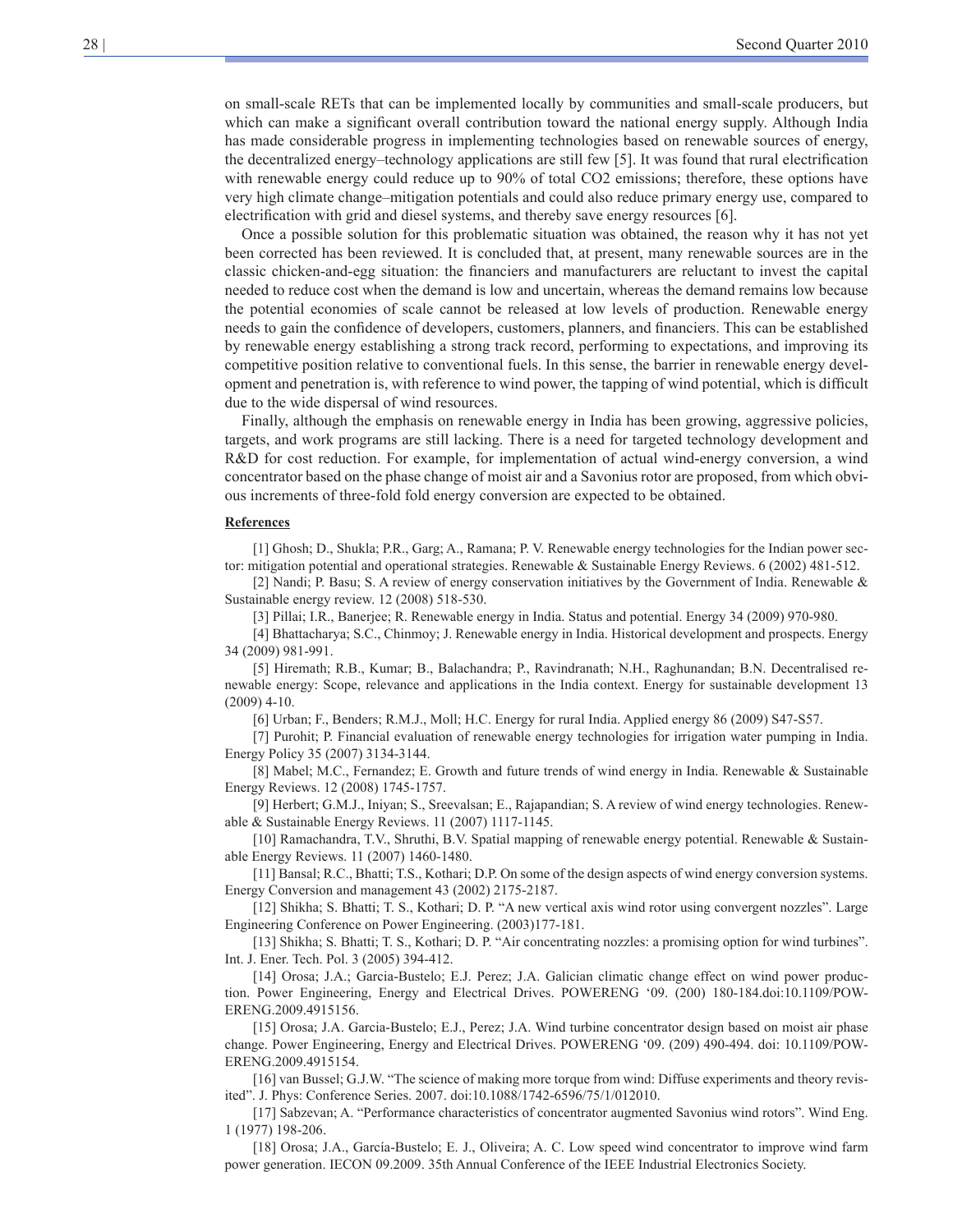on small-scale RETs that can be implemented locally by communities and small-scale producers, but which can make a significant overall contribution toward the national energy supply. Although India has made considerable progress in implementing technologies based on renewable sources of energy, the decentralized energy–technology applications are still few [5]. It was found that rural electrification with renewable energy could reduce up to 90% of total $CO_2$ emissions; therefore, these options have very high climate change–mitigation potentials and could also reduce primary energy use, compared to electrification with grid and diesel systems, and thereby save energy resources [6].

Once a possible solution for this problematic situation was obtained, the reason why it has not yet been corrected has been reviewed. It is concluded that, at present, many renewable sources are in the classic chicken-and-egg situation: the financiers and manufacturers are reluctant to invest the capital needed to reduce cost when the demand is low and uncertain, whereas the demand remains low because the potential economies of scale cannot be released at low levels of production. Renewable energy needs to gain the confidence of developers, customers, planners, and financiers. This can be established by renewable energy establishing a strong track record, performing to expectations, and improving its competitive position relative to conventional fuels. In this sense, the barrier in renewable energy development and penetration is, with reference to wind power, the tapping of wind potential, which is difficult due to the wide dispersal of wind resources.

Finally, although the emphasis on renewable energy in India has been growing, aggressive policies, targets, and work programs are still lacking. There is a need for targeted technology development and R&D for cost reduction. For example, for implementation of actual wind-energy conversion, a wind concentrator based on the phase change of moist air and a Savonius rotor are proposed, from which obvious increments of three-fold fold energy conversion are expected to be obtained.

**References**

[1] Ghosh; D., Shukla; P.R., Garg; A., Ramana; P. V. Renewable energy technologies for the Indian power sector: mitigation potential and operational strategies. Renewable & Sustainable Energy Reviews. 6 (2002) 481-512.

[2] Nandi; P. Basu; S. A review of energy conservation initiatives by the Government of India. Renewable & Sustainable energy review. 12 (2008) 518-530.

[3] Pillai; I.R., Banerjee; R. Renewable energy in India. Status and potential. Energy 34 (2009) 970-980.

[4] Bhattacharya; S.C., Chinmoy; J. Renewable energy in India. Historical development and prospects. Energy 34 (2009) 981-991.

[5] Hiremath; R.B., Kumar; B., Balachandra; P., Ravindranath; N.H., Raghunandan; B.N. Decentralised renewable energy: Scope, relevance and applications in the India context. Energy for sustainable development 13 (2009) 4-10.

[6] Urban; F., Benders; R.M.J., Moll; H.C. Energy for rural India. Applied energy 86 (2009) S47-S57.

[7] Purohit; P. Financial evaluation of renewable energy technologies for irrigation water pumping in India. Energy Policy 35 (2007) 3134-3144.

[8] Mabel; M.C., Fernandez; E. Growth and future trends of wind energy in India. Renewable & Sustainable Energy Reviews. 12 (2008) 1745-1757.

[9] Herbert; G.M.J., Iniyan; S., Sreevalsan; E., Rajapandian; S. A review of wind energy technologies. Renewable & Sustainable Energy Reviews. 11 (2007) 1117-1145.

[10] Ramachandra, T.V., Shruthi, B.V. Spatial mapping of renewable energy potential. Renewable & Sustainable Energy Reviews. 11 (2007) 1460-1480.

[11] Bansal; R.C., Bhatti; T.S., Kothari; D.P. On some of the design aspects of wind energy conversion systems. Energy Conversion and management 43 (2002) 2175-2187.

[12] Shikha; S. Bhatti; T. S., Kothari; D. P. "A new vertical axis wind rotor using convergent nozzles". Large Engineering Conference on Power Engineering. (2003)177-181.

[13] Shikha; S. Bhatti; T. S., Kothari; D. P. "Air concentrating nozzles: a promising option for wind turbines". Int. J. Ener. Tech. Pol. 3 (2005) 394-412.

[14] Orosa; J.A.; Garcia-Bustelo; E.J. Perez; J.A. Galician climatic change effect on wind power production. Power Engineering, Energy and Electrical Drives. POWERENG '09. (200) 180-184.doi:10.1109/POWERENG.2009.4915156.

[15] Orosa; J.A. Garcia-Bustelo; E.J., Perez; J.A. Wind turbine concentrator design based on moist air phase change. Power Engineering, Energy and Electrical Drives. POWERENG '09. (209) 490-494. doi: 10.1109/POWERENG.2009.4915154.

[16] van Bussel; G.J.W. "The science of making more torque from wind: Diffuse experiments and theory revisited". J. Phys: Conference Series. 2007. doi:10.1088/1742-6596/75/1/012010.

[17] Sabzevan; A. "Performance characteristics of concentrator augmented Savonius wind rotors". Wind Eng. 1 (1977) 198-206.

[18] Orosa; J.A., García-Bustelo; E. J., Oliveira; A. C. Low speed wind concentrator to improve wind farm power generation. IECON 09.2009. 35th Annual Conference of the IEEE Industrial Electronics Society.